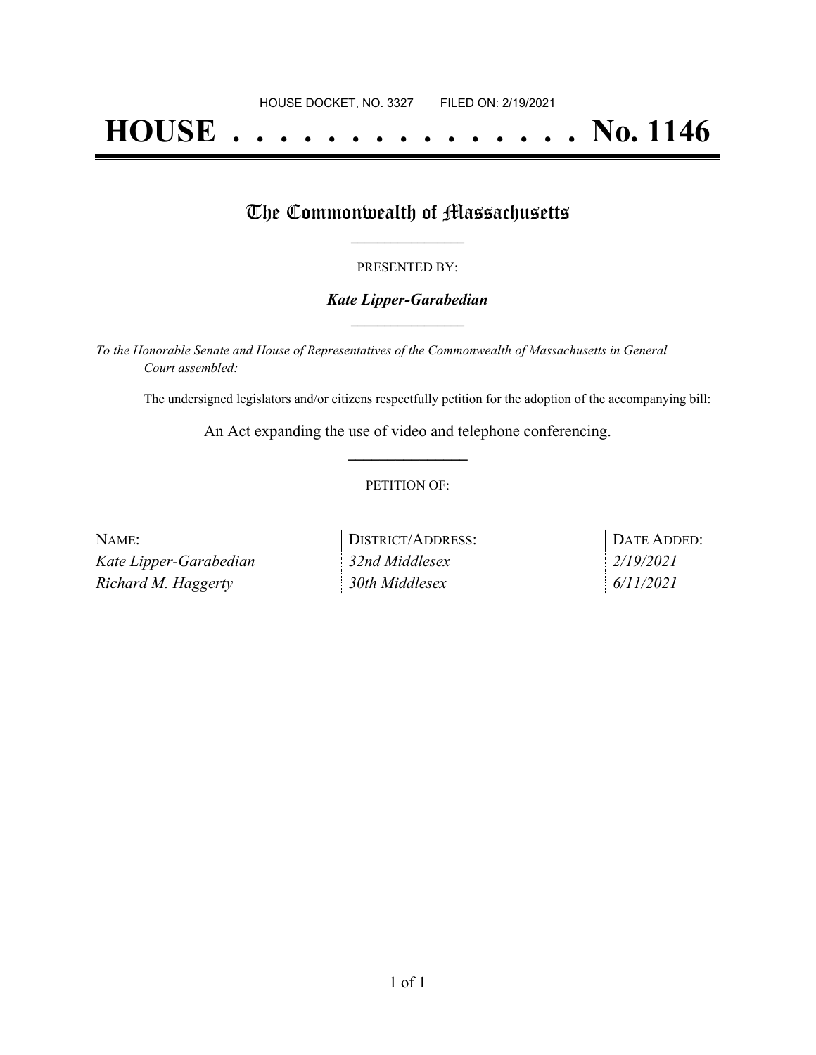HOUSE DOCKET, NO. 3327 FILED ON: 2/19/2021

# HOUSE . . . . . . . . . . . . . . . No. 1146

## The Commonwealth of Massachusetts

PRESENTED BY:

***Kate Lipper-Garabedian***

*To the Honorable Senate and House of Representatives of the Commonwealth of Massachusetts in General Court assembled:*

The undersigned legislators and/or citizens respectfully petition for the adoption of the accompanying bill:

An Act expanding the use of video and telephone conferencing.

PETITION OF:

| NAME: | DISTRICT/ADDRESS: | DATE ADDED: |
| --- | --- | --- |
| *Kate Lipper-Garabedian* | *32nd Middlesex* | *2/19/2021* |
| *Richard M. Haggerty* | *30th Middlesex* | *6/11/2021* |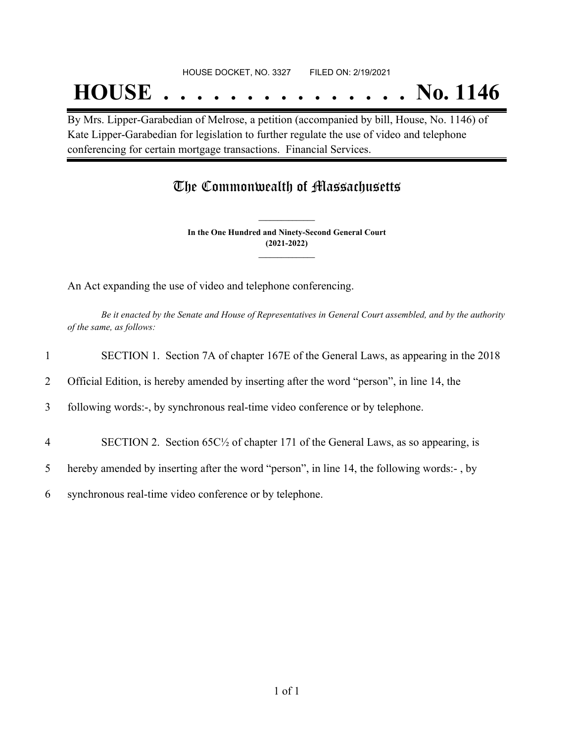HOUSE DOCKET, NO. 3327 FILED ON: 2/19/2021

# HOUSE . . . . . . . . . . . . . . . No. 1146

By Mrs. Lipper-Garabedian of Melrose, a petition (accompanied by bill, House, No. 1146) of Kate Lipper-Garabedian for legislation to further regulate the use of video and telephone conferencing for certain mortgage transactions. Financial Services.

## The Commonwealth of Massachusetts

**In the One Hundred and Ninety-Second General Court**
**(2021-2022)**

An Act expanding the use of video and telephone conferencing.

*Be it enacted by the Senate and House of Representatives in General Court assembled, and by the authority of the same, as follows:*

1 SECTION 1. Section 7A of chapter 167E of the General Laws, as appearing in the 2018
2 Official Edition, is hereby amended by inserting after the word "person", in line 14, the
3 following words:-, by synchronous real-time video conference or by telephone.

4 SECTION 2. Section 65C½ of chapter 171 of the General Laws, as so appearing, is
5 hereby amended by inserting after the word "person", in line 14, the following words:- , by
6 synchronous real-time video conference or by telephone.